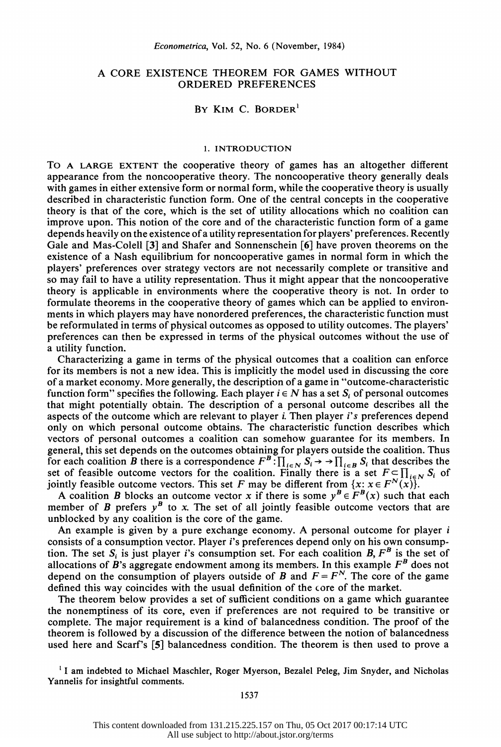# A CORE EXISTENCE THEOREM FOR GAMES WITHOUT ORDERED PREFERENCES

BY KIM C. BORDER[1]

## 1. INTRODUCTION

TO A LARGE EXTENT the cooperative theory of games has an altogether different appearance from the noncooperative theory. The noncooperative theory generally deals with games in either extensive form or normal form, while the cooperative theory is usually described in characteristic function form. One of the central concepts in the cooperative theory is that of the core, which is the set of utility allocations which no coalition can improve upon. This notion of the core and of the characteristic function form of a game depends heavily on the existence of a utility representation for players' preferences. Recently Gale and Mas-Colell [3] and Shafer and Sonnenschein [6] have proven theorems on the existence of a Nash equilibrium for noncooperative games in normal form in which the players' preferences over strategy vectors are not necessarily complete or transitive and so may fail to have a utility representation. Thus it might appear that the noncooperative theory is applicable in environments where the cooperative theory is not. In order to formulate theorems in the cooperative theory of games which can be applied to environments in which players may have nonordered preferences, the characteristic function must be reformulated in terms of physical outcomes as opposed to utility outcomes. The players' preferences can then be expressed in terms of the physical outcomes without the use of a utility function.

Characterizing a game in terms of the physical outcomes that a coalition can enforce for its members is not a new idea. This is implicitly the model used in discussing the core of a market economy. More generally, the description of a game in "outcome-characteristic function form" specifies the following. Each player $i \in N$ has a set $S_i$ of personal outcomes that might potentially obtain. The description of a personal outcome describes all the aspects of the outcome which are relevant to player $i$. Then player $i$'s preferences depend only on which personal outcome obtains. The characteristic function describes which vectors of personal outcomes a coalition can somehow guarantee for its members. In general, this set depends on the outcomes obtaining for players outside the coalition. Thus for each coalition $B$ there is a correspondence $F^B: \prod_{i \in N} S_i \to\to \prod_{i \in B} S_i$ that describes the set of feasible outcome vectors for the coalition. Finally there is a set $F \subset \prod_{i \in N} S_i$ of jointly feasible outcome vectors. This set $F$ may be different from $\{x: x \in F^N(x)\}$.

A coalition $B$ blocks an outcome vector $x$ if there is some $y^B \in F^B(x)$ such that each member of $B$ prefers $y^B$ to $x$. The set of all jointly feasible outcome vectors that are unblocked by any coalition is the core of the game.

An example is given by a pure exchange economy. A personal outcome for player $i$ consists of a consumption vector. Player $i$'s preferences depend only on his own consumption. The set $S_i$ is just player $i$'s consumption set. For each coalition $B$, $F^B$ is the set of allocations of $B$'s aggregate endowment among its members. In this example $F^B$ does not depend on the consumption of players outside of $B$ and $F = F^N$. The core of the game defined this way coincides with the usual definition of the core of the market.

The theorem below provides a set of sufficient conditions on a game which guarantee the nonemptiness of its core, even if preferences are not required to be transitive or complete. The major requirement is a kind of balancedness condition. The proof of the theorem is followed by a discussion of the difference between the notion of balancedness used here and Scarf's [5] balancedness condition. The theorem is then used to prove a

[1] I am indebted to Michael Maschler, Roger Myerson, Bezalel Peleg, Jim Snyder, and Nicholas Yannelis for insightful comments.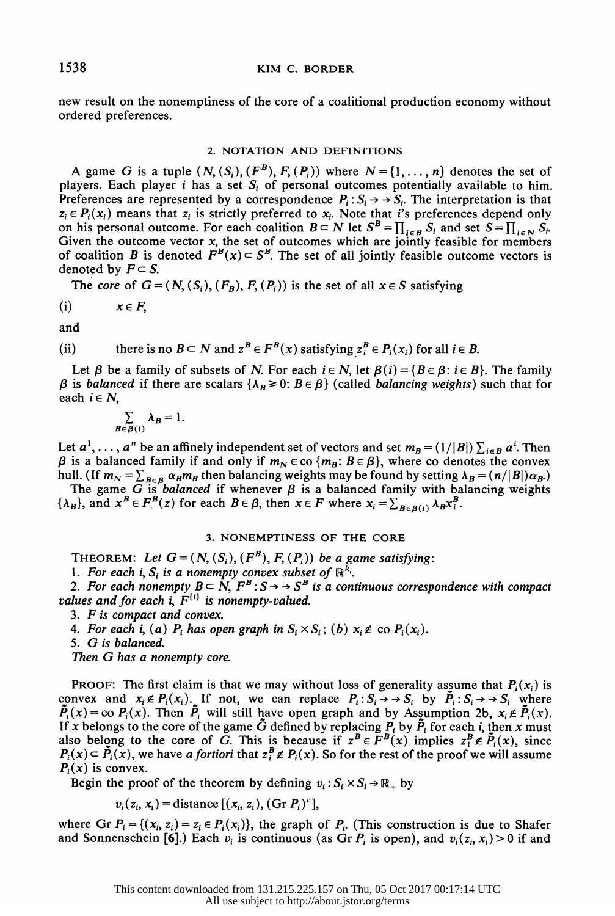new result on the nonemptiness of the core of a coalitional production economy without ordered preferences.

## 2. NOTATION AND DEFINITIONS

A game $G$ is a tuple $(N, (S_i), (F^B), F, (P_i))$ where $N = \{1, \ldots, n\}$ denotes the set of players. Each player $i$ has a set $S_i$ of personal outcomes potentially available to him. Preferences are represented by a correspondence $P_i : S_i \to\to S_i$. The interpretation is that $z_i \in P_i(x_i)$ means that $z_i$ is strictly preferred to $x_i$. Note that $i$'s preferences depend only on his personal outcome. For each coalition $B \subset N$ let $S^B = \prod_{i \in B} S_i$ and set $S = \prod_{i \in N} S_i$. Given the outcome vector $x$, the set of outcomes which are jointly feasible for members of coalition $B$ is denoted $F^B(x) \subset S^B$. The set of all jointly feasible outcome vectors is denoted by $F \subset S$.

The *core* of $G = (N, (S_i), (F_B), F, (P_i))$ is the set of all $x \in S$ satisfying

(i) $\qquad x \in F$,

and

(ii) $\qquad$ there is no $B \subset N$ and $z^B \in F^B(x)$ satisfying $z_i^B \in P_i(x_i)$ for all $i \in B$.

Let $\beta$ be a family of subsets of $N$. For each $i \in N$, let $\beta(i) = \{B \in \beta : i \in B\}$. The family $\beta$ is *balanced* if there are scalars $\{\lambda_B \geq 0 : B \in \beta\}$ (called *balancing weights*) such that for each $i \in N$,

$$\sum_{B \in \beta(i)} \lambda_B = 1.$$

Let $a^1, \ldots, a^n$ be an affinely independent set of vectors and set $m_B = (1/|B|) \sum_{i \in B} a^i$. Then $\beta$ is a balanced family if and only if $m_N \in \text{co}\{m_B : B \in \beta\}$, where co denotes the convex hull. (If $m_N = \sum_{B \in \beta} \alpha_B m_B$ then balancing weights may be found by setting $\lambda_B = (n/|B|)\alpha_B$.)

The game $G$ is *balanced* if whenever $\beta$ is a balanced family with balancing weights $\{\lambda_B\}$, and $x^B \in F^B(z)$ for each $B \in \beta$, then $x \in F$ where $x_i = \sum_{B \in \beta(i)} \lambda_B x_i^B$.

## 3. NONEMPTINESS OF THE CORE

THEOREM: *Let $G = (N, (S_i), (F^B), F, (P_i))$ be a game satisfying:*

1. *For each $i$, $S_i$ is a nonempty convex subset of $\mathbb{R}^{k_i}$.*
2. *For each nonempty $B \subset N$, $F^B : S \to\to S^B$ is a continuous correspondence with compact values and for each $i$, $F^{\{i\}}$ is nonempty-valued.*
3. *$F$ is compact and convex.*
4. *For each $i$, (a) $P_i$ has open graph in $S_i \times S_i$; (b) $x_i \notin \text{co}\, P_i(x_i)$.*
5. *$G$ is balanced.*

*Then $G$ has a nonempty core.*

PROOF: The first claim is that we may without loss of generality assume that $P_i(x_i)$ is convex and $x_i \notin P_i(x_i)$. If not, we can replace $P_i : S_i \to\to S_i$ by $\tilde{P}_i : S_i \to\to S_i$ where $\tilde{P}_i(x) = \text{co}\, P_i(x)$. Then $\tilde{P}_i$ will still have open graph and by Assumption 2b, $x_i \notin \tilde{P}_i(x)$. If $x$ belongs to the core of the game $\tilde{G}$ defined by replacing $P_i$ by $\tilde{P}_i$ for each $i$, then $x$ must also belong to the core of $G$. This is because if $z^B \in F^B(x)$ implies $z_i^B \notin \tilde{P}_i(x)$, since $P_i(x) \subset \tilde{P}_i(x)$, we have *a fortiori* that $z_i^B \notin P_i(x)$. So for the rest of the proof we will assume $P_i(x)$ is convex.

Begin the proof of the theorem by defining $v_i : S_i \times S_i \to \mathbb{R}_+$ by

$$v_i(z_i, x_i) = \text{distance}\,[(x_i, z_i), (\text{Gr}\, P_i)^c],$$

where $\text{Gr}\, P_i = \{(x_i, z_i) = z_i \in P_i(x_i)\}$, the graph of $P_i$. (This construction is due to Shafer and Sonnenschein [6].) Each $v_i$ is continuous (as $\text{Gr}\, P_i$ is open), and $v_i(z_i, x_i) > 0$ if and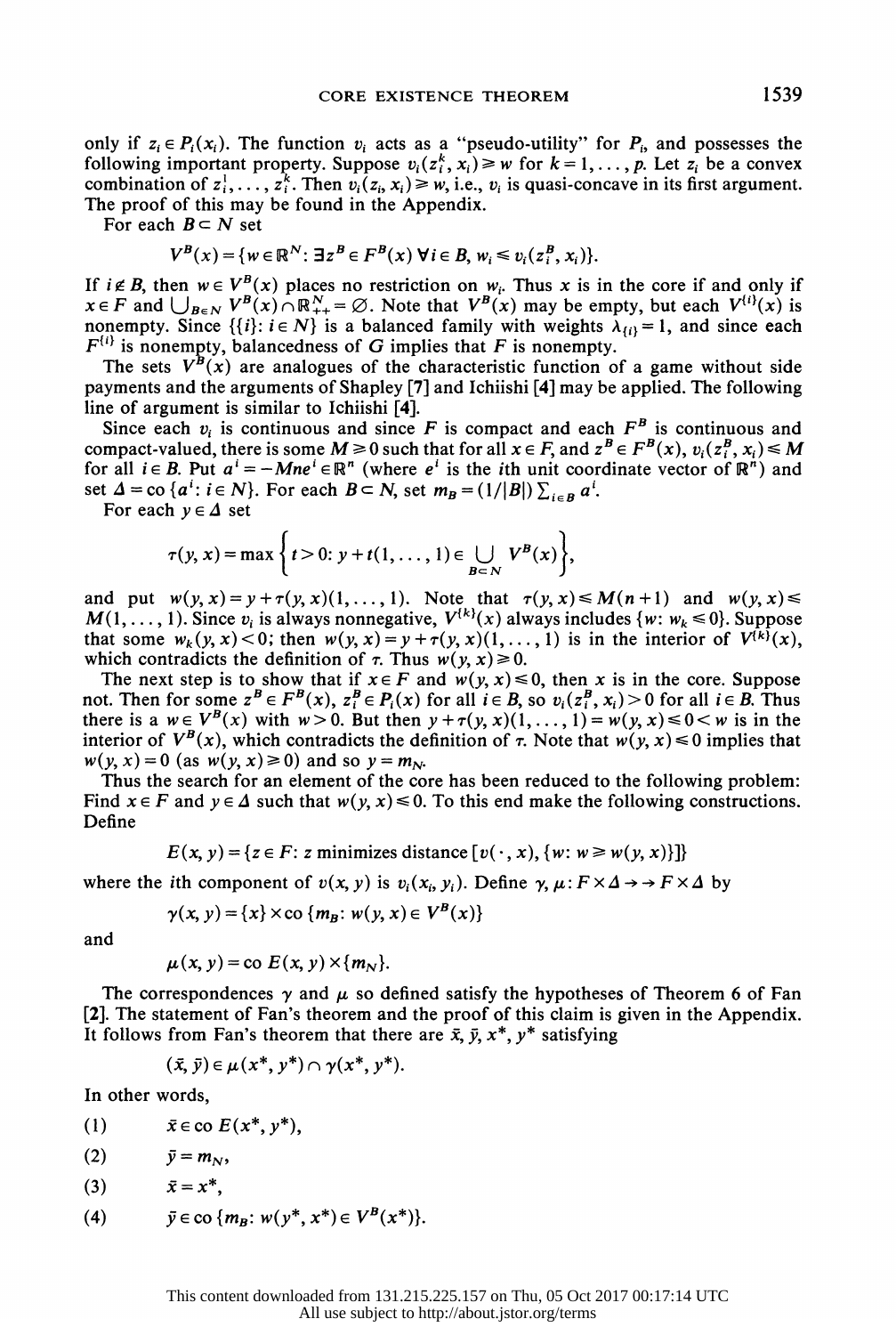only if $z_i \in P_i(x_i)$. The function $v_i$ acts as a "pseudo-utility" for $P_i$, and possesses the following important property. Suppose $v_i(z_i^k, x_i) \geq w$ for $k = 1, \ldots, p$. Let $z_i$ be a convex combination of $z_i^1, \ldots, z_i^k$. Then $v_i(z_i, x_i) \geq w$, i.e., $v_i$ is quasi-concave in its first argument. The proof of this may be found in the Appendix.

For each $B \subset N$ set

$$V^B(x) = \{w \in \mathbb{R}^N : \exists z^B \in F^B(x) \; \forall i \in B, \; w_i \leq v_i(z_i^B, x_i)\}.$$

If $i \notin B$, then $w \in V^B(x)$ places no restriction on $w_i$. Thus $x$ is in the core if and only if $x \in F$ and $\bigcup_{B \in N} V^B(x) \cap \mathbb{R}_{++}^N = \varnothing$. Note that $V^B(x)$ may be empty, but each $V^{\{i\}}(x)$ is nonempty. Since $\{\{i\}: i \in N\}$ is a balanced family with weights $\lambda_{\{i\}} = 1$, and since each $F^{\{i\}}$ is nonempty, balancedness of $G$ implies that $F$ is nonempty.

The sets $V^B(x)$ are analogues of the characteristic function of a game without side payments and the arguments of Shapley [7] and Ichiishi [4] may be applied. The following line of argument is similar to Ichiishi [4].

Since each $v_i$ is continuous and since $F$ is compact and each $F^B$ is continuous and compact-valued, there is some $M \geq 0$ such that for all $x \in F$, and $z^B \in F^B(x)$, $v_i(z_i^B, x_i) \leq M$ for all $i \in B$. Put $a^i = -Mne^i \in \mathbb{R}^n$ (where $e^i$ is the $i$th unit coordinate vector of $\mathbb{R}^n$) and set $\Delta = \text{co}\{a^i : i \in N\}$. For each $B \subset N$, set $m_B = (1/|B|) \sum_{i \in B} a^i$.

For each $y \in \Delta$ set

$$\tau(y, x) = \max \left\{ t > 0 : y + t(1, \ldots, 1) \in \bigcup_{B \subset N} V^B(x) \right\},$$

and put $w(y, x) = y + \tau(y, x)(1, \ldots, 1)$. Note that $\tau(y, x) \leq M(n+1)$ and $w(y, x) \leq M(1, \ldots, 1)$. Since $v_i$ is always nonnegative, $V^{\{k\}}(x)$ always includes $\{w : w_k \leq 0\}$. Suppose that some $w_k(y, x) < 0$; then $w(y, x) = y + \tau(y, x)(1, \ldots, 1)$ is in the interior of $V^{\{k\}}(x)$, which contradicts the definition of $\tau$. Thus $w(y, x) \geq 0$.

The next step is to show that if $x \in F$ and $w(y, x) \leq 0$, then $x$ is in the core. Suppose not. Then for some $z^B \in F^B(x)$, $z_i^B \in P_i(x)$ for all $i \in B$, so $v_i(z_i^B, x_i) > 0$ for all $i \in B$. Thus there is a $w \in V^B(x)$ with $w > 0$. But then $y + \tau(y, x)(1, \ldots, 1) = w(y, x) \leq 0 < w$ is in the interior of $V^B(x)$, which contradicts the definition of $\tau$. Note that $w(y, x) \leq 0$ implies that $w(y, x) = 0$ (as $w(y, x) \geq 0$) and so $y = m_N$.

Thus the search for an element of the core has been reduced to the following problem: Find $x \in F$ and $y \in \Delta$ such that $w(y, x) \leq 0$. To this end make the following constructions. Define

$$E(x, y) = \{z \in F : z \text{ minimizes distance } [v(\cdot, x), \{w : w \geq w(y, x)\}]\}$$

where the $i$th component of $v(x, y)$ is $v_i(x_i, y_i)$. Define $\gamma, \mu : F \times \Delta \to\to F \times \Delta$ by

$$\gamma(x, y) = \{x\} \times \text{co}\{m_B : w(y, x) \in V^B(x)\}$$

and

$$\mu(x, y) = \text{co}\, E(x, y) \times \{m_N\}.$$

The correspondences $\gamma$ and $\mu$ so defined satisfy the hypotheses of Theorem 6 of Fan [2]. The statement of Fan's theorem and the proof of this claim is given in the Appendix. It follows from Fan's theorem that there are $\bar{x}, \bar{y}, x^*, y^*$ satisfying

$$(\bar{x}, \bar{y}) \in \mu(x^*, y^*) \cap \gamma(x^*, y^*).$$

In other words,

(1) $\bar{x} \in \text{co}\, E(x^*, y^*)$,

(2) $\bar{y} = m_N$,

(3) $\bar{x} = x^*$,

(4) $\bar{y} \in \text{co}\{m_B : w(y^*, x^*) \in V^B(x^*)\}$.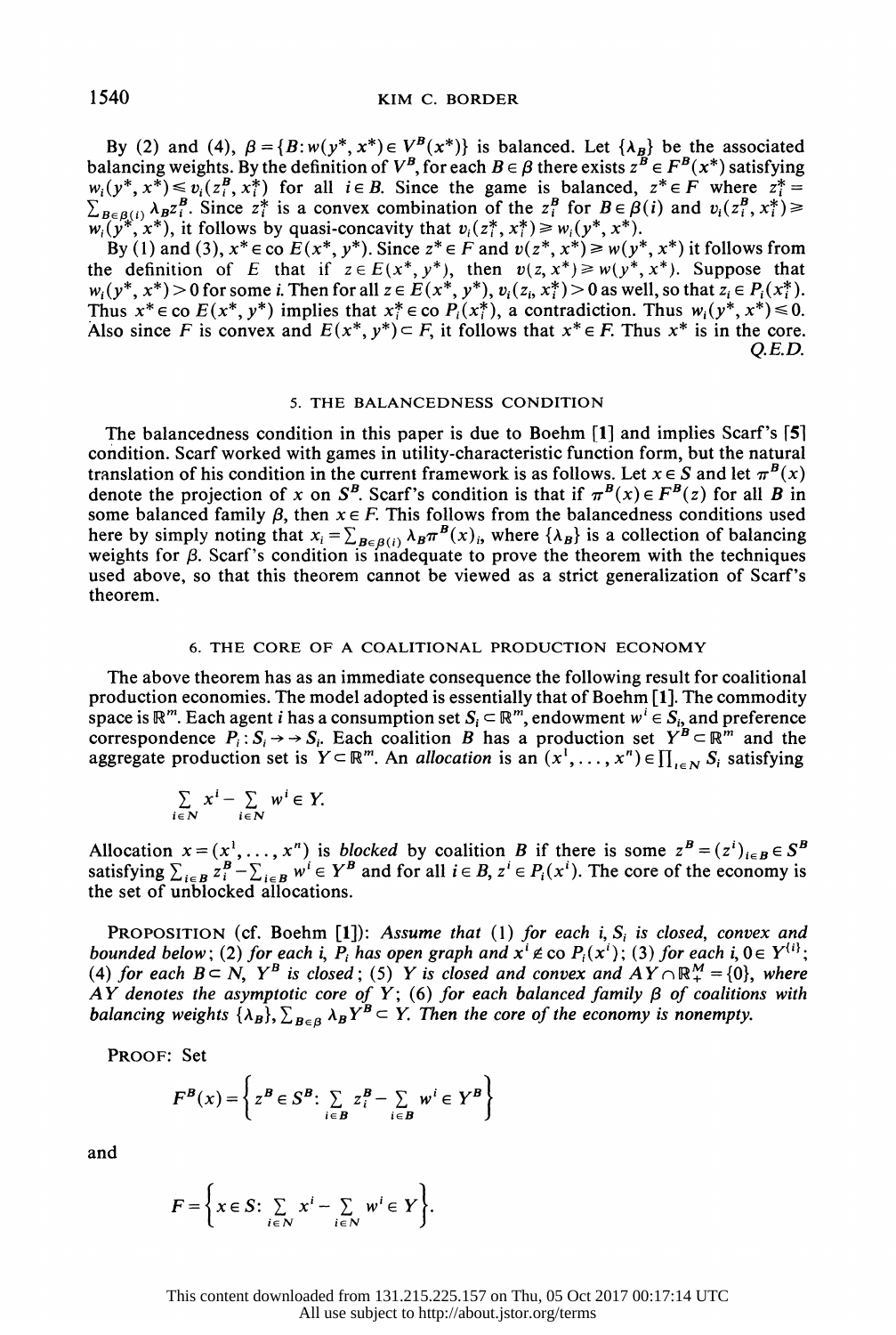By (2) and (4), $\beta = \{B: w(y^*, x^*) \in V^B(x^*)\}$ is balanced. Let $\{\lambda_B\}$ be the associated balancing weights. By the definition of $V^B$, for each $B \in \beta$ there exists $z^B \in F^B(x^*)$ satisfying $w_i(y^*, x^*) \leq v_i(z_i^B, x_i^*)$ for all $i \in B$. Since the game is balanced, $z^* \in F$ where $z_i^* = \sum_{B \in \beta(i)} \lambda_B z_i^B$. Since $z_i^*$ is a convex combination of the $z_i^B$ for $B \in \beta(i)$ and $v_i(z_i^B, x_i^*) \geq w_i(y^*, x^*)$, it follows by quasi-concavity that $v_i(z_i^*, x_i^*) \geq w_i(y^*, x^*)$.

By (1) and (3), $x^* \in \text{co } E(x^*, y^*)$. Since $z^* \in F$ and $v(z^*, x^*) \geq w(y^*, x^*)$ it follows from the definition of $E$ that if $z \in E(x^*, y^*)$, then $v(z, x^*) \geq w(y^*, x^*)$. Suppose that $w_i(y^*, x^*) > 0$ for some $i$. Then for all $z \in E(x^*, y^*)$, $v_i(z_i, x_i^*) > 0$ as well, so that $z_i \in P_i(x_i^*)$. Thus $x^* \in \text{co } E(x^*, y^*)$ implies that $x_i^* \in \text{co } P_i(x_i^*)$, a contradiction. Thus $w_i(y^*, x^*) \leq 0$. Also since $F$ is convex and $E(x^*, y^*) \subset F$, it follows that $x^* \in F$. Thus $x^*$ is in the core.

*Q.E.D.*

## 5. THE BALANCEDNESS CONDITION

The balancedness condition in this paper is due to Boehm [1] and implies Scarf's [5] condition. Scarf worked with games in utility-characteristic function form, but the natural translation of his condition in the current framework is as follows. Let $x \in S$ and let $\pi^B(x)$ denote the projection of $x$ on $S^B$. Scarf's condition is that if $\pi^B(x) \in F^B(z)$ for all $B$ in some balanced family $\beta$, then $x \in F$. This follows from the balancedness conditions used here by simply noting that $x_i = \sum_{B \in \beta(i)} \lambda_B \pi^B(x)_i$, where $\{\lambda_B\}$ is a collection of balancing weights for $\beta$. Scarf's condition is inadequate to prove the theorem with the techniques used above, so that this theorem cannot be viewed as a strict generalization of Scarf's theorem.

## 6. THE CORE OF A COALITIONAL PRODUCTION ECONOMY

The above theorem has as an immediate consequence the following result for coalitional production economies. The model adopted is essentially that of Boehm [1]. The commodity space is $\mathbb{R}^m$. Each agent $i$ has a consumption set $S_i \subset \mathbb{R}^m$, endowment $w^i \in S_i$, and preference correspondence $P_i: S_i \rightarrow\rightarrow S_i$. Each coalition $B$ has a production set $Y^B \subset \mathbb{R}^m$ and the aggregate production set is $Y \subset \mathbb{R}^m$. An *allocation* is an $(x^1, \ldots, x^n) \in \prod_{i \in N} S_i$ satisfying

$$\sum_{i \in N} x^i - \sum_{i \in N} w^i \in Y.$$

Allocation $x = (x^1, \ldots, x^n)$ is *blocked* by coalition $B$ if there is some $z^B = (z^i)_{i \in B} \in S^B$ satisfying $\sum_{i \in B} z_i^B - \sum_{i \in B} w^i \in Y^B$ and for all $i \in B$, $z^i \in P_i(x^i)$. The core of the economy is the set of unblocked allocations.

PROPOSITION (cf. Boehm [1]): *Assume that* (1) *for each* $i$, $S_i$ *is closed, convex and bounded below*; (2) *for each* $i$, $P_i$ *has open graph and* $x^i \notin \text{co } P_i(x^i)$; (3) *for each* $i$, $0 \in Y^{\{i\}}$; (4) *for each* $B \subset N$, $Y^B$ *is closed*; (5) $Y$ *is closed and convex and* $AY \cap \mathbb{R}_+^M = \{0\}$, *where* $AY$ *denotes the asymptotic core of* $Y$; (6) *for each balanced family* $\beta$ *of coalitions with balancing weights* $\{\lambda_B\}$, $\sum_{B \in \beta} \lambda_B Y^B \subset Y$. *Then the core of the economy is nonempty.*

PROOF: Set

$$F^B(x) = \left\{ z^B \in S^B: \sum_{i \in B} z_i^B - \sum_{i \in B} w^i \in Y^B \right\}$$

and

$$F = \left\{ x \in S: \sum_{i \in N} x^i - \sum_{i \in N} w^i \in Y \right\}.$$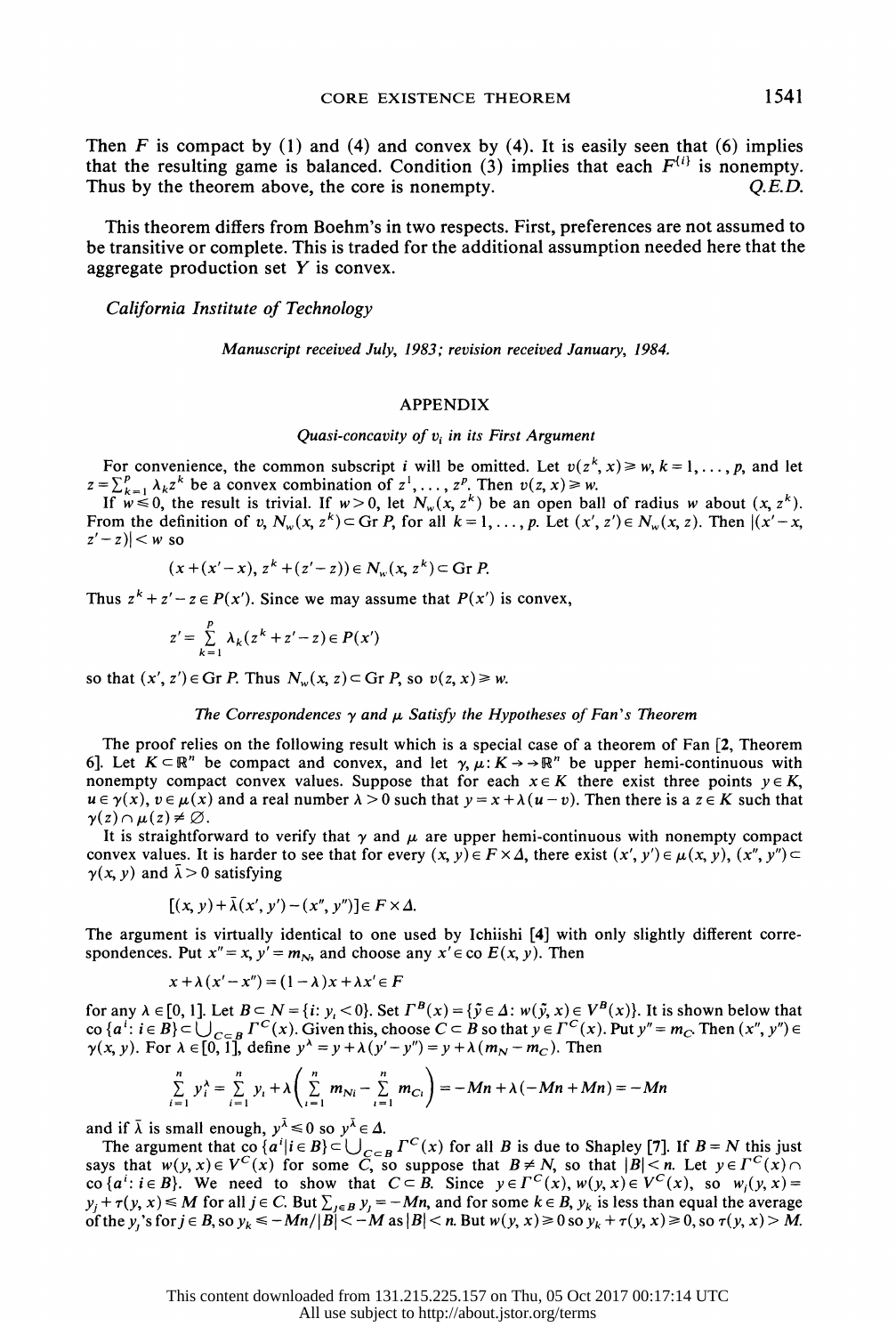Then $F$ is compact by (1) and (4) and convex by (4). It is easily seen that (6) implies that the resulting game is balanced. Condition (3) implies that each $F^{\{i\}}$ is nonempty. Thus by the theorem above, the core is nonempty. *Q.E.D.*

This theorem differs from Boehm's in two respects. First, preferences are not assumed to be transitive or complete. This is traded for the additional assumption needed here that the aggregate production set $Y$ is convex.

*California Institute of Technology*

*Manuscript received July, 1983; revision received January, 1984.*

## APPENDIX

### *Quasi-concavity of $v_i$ in its First Argument*

For convenience, the common subscript $i$ will be omitted. Let $v(z^k, x) \geq w$, $k = 1, \ldots, p$, and let $z = \sum_{k=1}^{p} \lambda_k z^k$ be a convex combination of $z^1, \ldots, z^p$. Then $v(z, x) \geq w$.

If $w \leq 0$, the result is trivial. If $w > 0$, let $N_w(x, z^k)$ be an open ball of radius $w$ about $(x, z^k)$. From the definition of $v$, $N_w(x, z^k) \subset \text{Gr } P$, for all $k = 1, \ldots, p$. Let $(x', z') \in N_w(x, z)$. Then $|(x' - x, z' - z)| < w$ so

$$(x + (x' - x), z^k + (z' - z)) \in N_w(x, z^k) \subset \text{Gr } P.$$

Thus $z^k + z' - z \in P(x')$. Since we may assume that $P(x')$ is convex,

$$z' = \sum_{k=1}^{p} \lambda_k (z^k + z' - z) \in P(x')$$

so that $(x', z') \in \text{Gr } P$. Thus $N_w(x, z) \subset \text{Gr } P$, so $v(z, x) \geq w$.

### *The Correspondences $\gamma$ and $\mu$ Satisfy the Hypotheses of Fan's Theorem*

The proof relies on the following result which is a special case of a theorem of Fan [2, Theorem 6]. Let $K \subset \mathbb{R}^n$ be compact and convex, and let $\gamma, \mu: K \twoheadrightarrow \mathbb{R}^n$ be upper hemi-continuous with nonempty compact convex values. Suppose that for each $x \in K$ there exist three points $y \in K$, $u \in \gamma(x)$, $v \in \mu(x)$ and a real number $\lambda > 0$ such that $y = x + \lambda(u - v)$. Then there is a $z \in K$ such that $\gamma(z) \cap \mu(z) \neq \varnothing$.

It is straightforward to verify that $\gamma$ and $\mu$ are upper hemi-continuous with nonempty compact convex values. It is harder to see that for every $(x, y) \in F \times \Delta$, there exist $(x', y') \in \mu(x, y)$, $(x'', y'') \subset \gamma(x, y)$ and $\bar{\lambda} > 0$ satisfying

$$[(x, y) + \bar{\lambda}(x', y') - (x'', y'')] \in F \times \Delta.$$

The argument is virtually identical to one used by Ichiishi [4] with only slightly different correspondences. Put $x'' = x$, $y' = m_N$, and choose any $x' \in \text{co } E(x, y)$. Then

$$x + \lambda(x' - x'') = (1 - \lambda)x + \lambda x' \in F$$

for any $\lambda \in [0, 1]$. Let $B \subset N = \{i: y_i < 0\}$. Set $\Gamma^B(x) = \{\tilde{y} \in \Delta: w(\tilde{y}, x) \in V^B(x)\}$. It is shown below that $\text{co}\{a^i: i \in B\} \subset \bigcup_{C \subset B} \Gamma^C(x)$. Given this, choose $C \subset B$ so that $y \in \Gamma^C(x)$. Put $y'' = m_C$. Then $(x'', y'') \in \gamma(x, y)$. For $\lambda \in [0, 1]$, define $y^\lambda = y + \lambda(y' - y'') = y + \lambda(m_N - m_C)$. Then

$$\sum_{i=1}^{n} y_i^\lambda = \sum_{i=1}^{n} y_i + \lambda\left(\sum_{i=1}^{n} m_{Ni} - \sum_{i=1}^{n} m_{Ci}\right) = -Mn + \lambda(-Mn + Mn) = -Mn$$

and if $\bar{\lambda}$ is small enough, $y^{\bar{\lambda}} \leq 0$ so $y^{\bar{\lambda}} \in \Delta$.

The argument that $\text{co}\{a^i | i \in B\} \subset \bigcup_{C \subset B} \Gamma^C(x)$ for all $B$ is due to Shapley [7]. If $B = N$ this just says that $w(y, x) \in V^C(x)$ for some $C$, so suppose that $B \neq N$, so that $|B| < n$. Let $y \in \Gamma^C(x) \cap \text{co}\{a^i: i \in B\}$. We need to show that $C \subset B$. Since $y \in \Gamma^C(x)$, $w(y, x) \in V^C(x)$, so $w_j(y, x) = y_j + \tau(y, x) \leq M$ for all $j \in C$. But $\sum_{j \in B} y_j = -Mn$, and for some $k \in B$, $y_k$ is less than equal the average of the $y_j$'s for $j \in B$, so $y_k \leq -Mn/|B| < -M$ as $|B| < n$. But $w(y, x) \geq 0$ so $y_k + \tau(y, x) \geq 0$, so $\tau(y, x) > M$.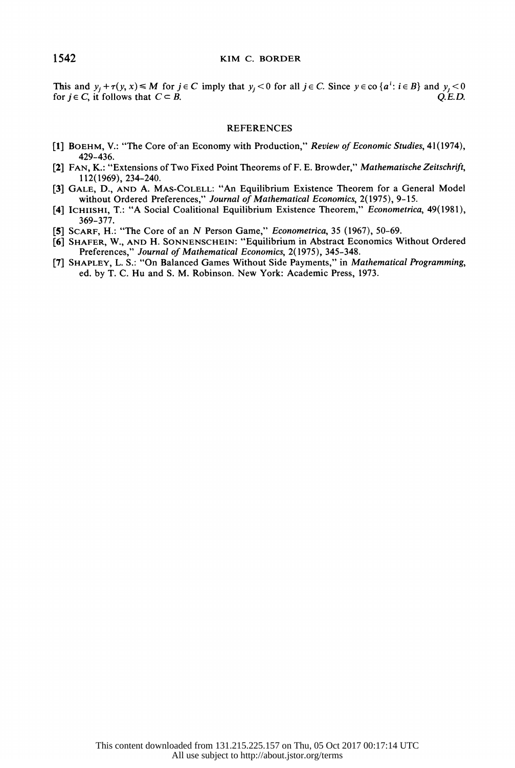This and $y_j + \tau(y, x) \leq M$ for $j \in C$ imply that $y_j < 0$ for all $j \in C$. Since $y \in \text{co}\{a^i : i \in B\}$ and $y_j < 0$ for $j \in C$, it follows that $C \subset B$. *Q.E.D.*

## REFERENCES

[1] BOEHM, V.: "The Core of an Economy with Production," *Review of Economic Studies*, 41(1974), 429–436.

[2] FAN, K.: "Extensions of Two Fixed Point Theorems of F. E. Browder," *Mathematische Zeitschrift*, 112(1969), 234–240.

[3] GALE, D., AND A. MAS-COLELL: "An Equilibrium Existence Theorem for a General Model without Ordered Preferences," *Journal of Mathematical Economics*, 2(1975), 9–15.

[4] ICHIISHI, T.: "A Social Coalitional Equilibrium Existence Theorem," *Econometrica*, 49(1981), 369–377.

[5] SCARF, H.: "The Core of an *N* Person Game," *Econometrica*, 35 (1967), 50–69.

[6] SHAFER, W., AND H. SONNENSCHEIN: "Equilibrium in Abstract Economics Without Ordered Preferences," *Journal of Mathematical Economics*, 2(1975), 345–348.

[7] SHAPLEY, L. S.: "On Balanced Games Without Side Payments," in *Mathematical Programming*, ed. by T. C. Hu and S. M. Robinson. New York: Academic Press, 1973.